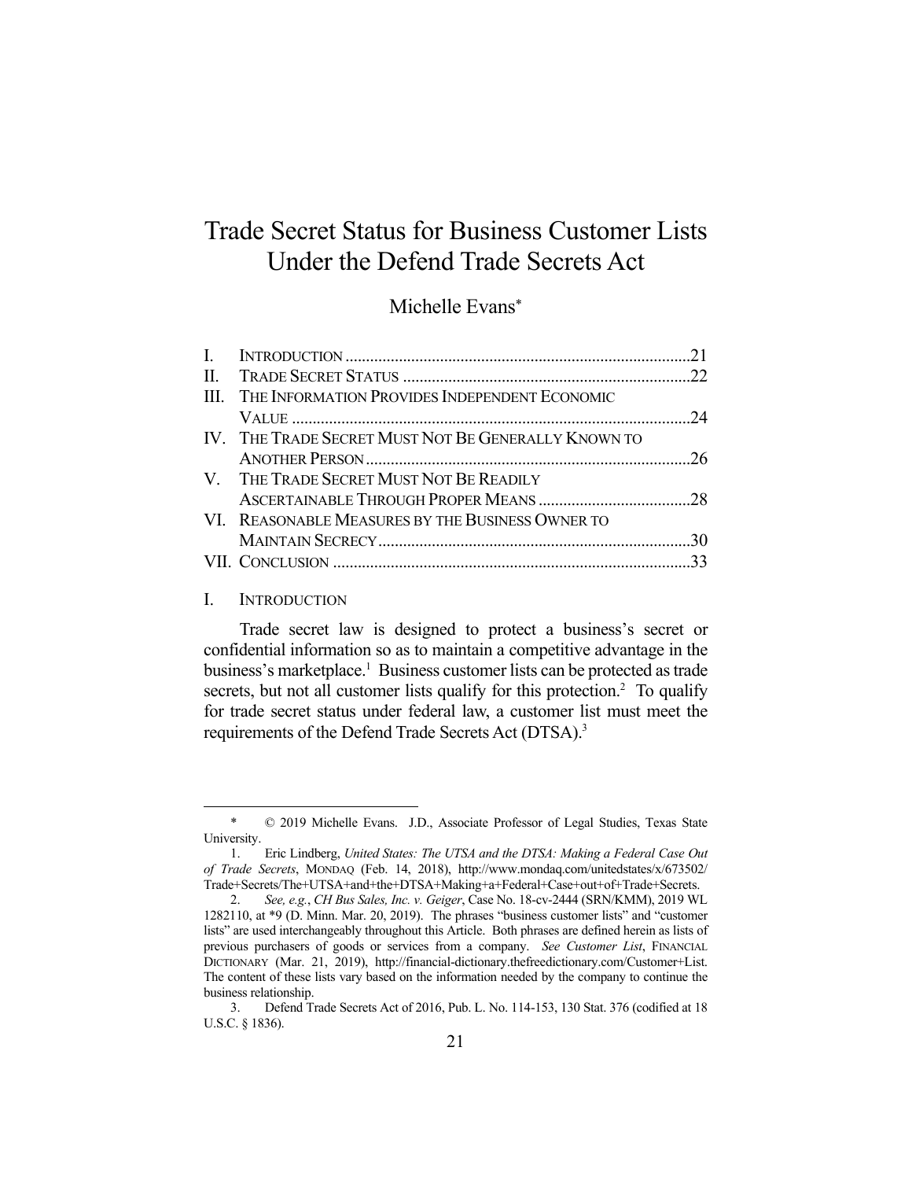# Trade Secret Status for Business Customer Lists Under the Defend Trade Secrets Act

Michelle Evans*

| | | |
|---|---|---|
| I. | Introduction | 21 |
| II. | Trade Secret Status | 22 |
| III. | The Information Provides Independent Economic Value | 24 |
| IV. | The Trade Secret Must Not Be Generally Known to Another Person | 26 |
| V. | The Trade Secret Must Not Be Readily Ascertainable Through Proper Means | 28 |
| VI. | Reasonable Measures by the Business Owner to Maintain Secrecy | 30 |
| VII. | Conclusion | 33 |

## I. Introduction

Trade secret law is designed to protect a business's secret or confidential information so as to maintain a competitive advantage in the business's marketplace.[1] Business customer lists can be protected as trade secrets, but not all customer lists qualify for this protection.[2] To qualify for trade secret status under federal law, a customer list must meet the requirements of the Defend Trade Secrets Act (DTSA).[3]

---

\* © 2019 Michelle Evans. J.D., Associate Professor of Legal Studies, Texas State University.

1. Eric Lindberg, *United States: The UTSA and the DTSA: Making a Federal Case Out of Trade Secrets*, MONDAQ (Feb. 14, 2018), http://www.mondaq.com/unitedstates/x/673502/Trade+Secrets/The+UTSA+and+the+DTSA+Making+a+Federal+Case+out+of+Trade+Secrets.

2. *See, e.g.*, *CH Bus Sales, Inc. v. Geiger*, Case No. 18-cv-2444 (SRN/KMM), 2019 WL 1282110, at *9 (D. Minn. Mar. 20, 2019). The phrases "business customer lists" and "customer lists" are used interchangeably throughout this Article. Both phrases are defined herein as lists of previous purchasers of goods or services from a company. *See Customer List*, FINANCIAL DICTIONARY (Mar. 21, 2019), http://financial-dictionary.thefreedictionary.com/Customer+List. The content of these lists vary based on the information needed by the company to continue the business relationship.

3. Defend Trade Secrets Act of 2016, Pub. L. No. 114-153, 130 Stat. 376 (codified at 18 U.S.C. § 1836).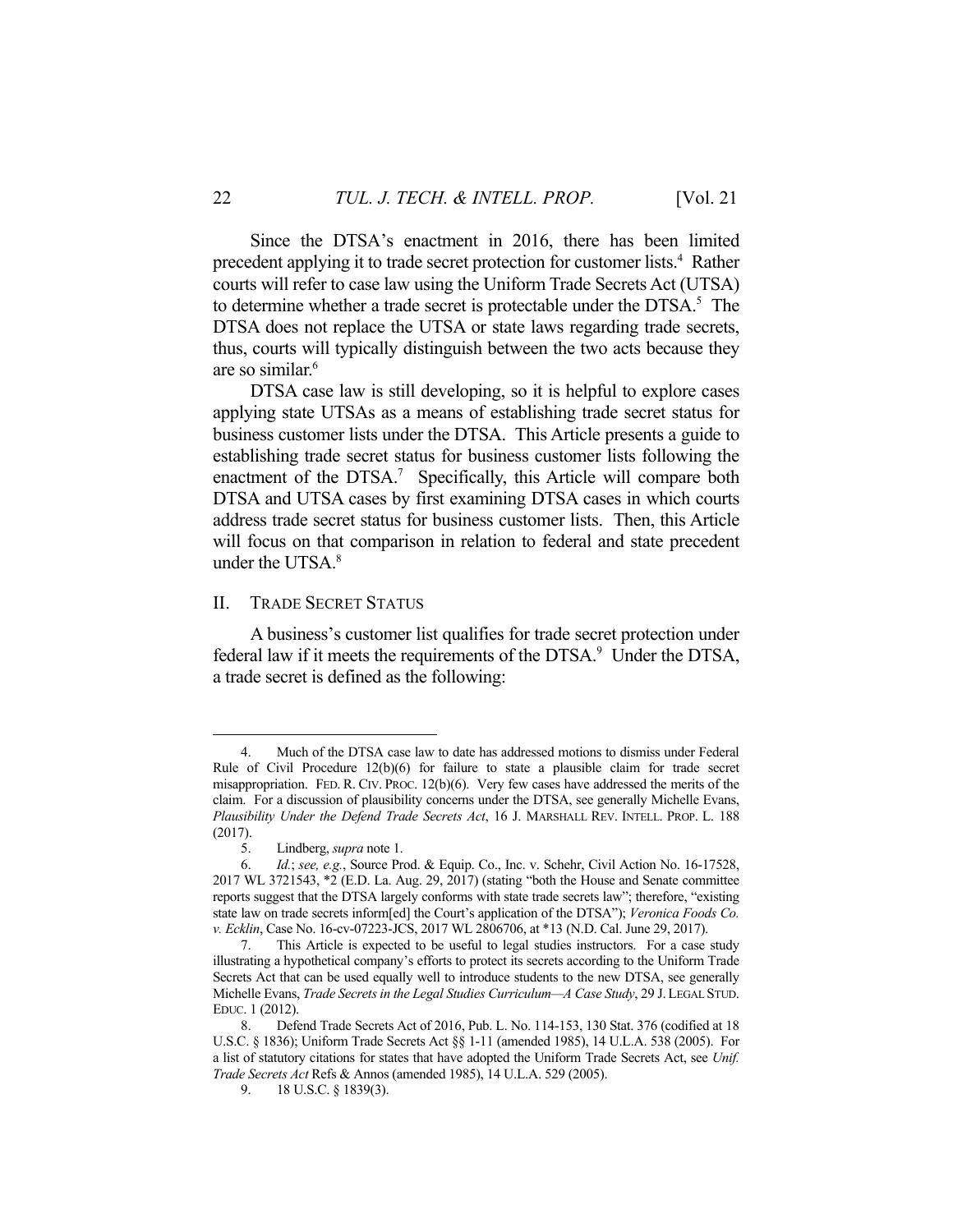Since the DTSA's enactment in 2016, there has been limited precedent applying it to trade secret protection for customer lists.[4] Rather courts will refer to case law using the Uniform Trade Secrets Act (UTSA) to determine whether a trade secret is protectable under the DTSA.[5] The DTSA does not replace the UTSA or state laws regarding trade secrets, thus, courts will typically distinguish between the two acts because they are so similar.[6]

DTSA case law is still developing, so it is helpful to explore cases applying state UTSAs as a means of establishing trade secret status for business customer lists under the DTSA. This Article presents a guide to establishing trade secret status for business customer lists following the enactment of the DTSA.[7] Specifically, this Article will compare both DTSA and UTSA cases by first examining DTSA cases in which courts address trade secret status for business customer lists. Then, this Article will focus on that comparison in relation to federal and state precedent under the UTSA.[8]

## II. Trade Secret Status

A business's customer list qualifies for trade secret protection under federal law if it meets the requirements of the DTSA.[9] Under the DTSA, a trade secret is defined as the following:

---

4. Much of the DTSA case law to date has addressed motions to dismiss under Federal Rule of Civil Procedure 12(b)(6) for failure to state a plausible claim for trade secret misappropriation. FED. R. CIV. PROC. 12(b)(6). Very few cases have addressed the merits of the claim. For a discussion of plausibility concerns under the DTSA, see generally Michelle Evans, *Plausibility Under the Defend Trade Secrets Act*, 16 J. MARSHALL REV. INTELL. PROP. L. 188 (2017).

5. Lindberg, *supra* note 1.

6. *Id.*; *see, e.g.*, Source Prod. & Equip. Co., Inc. v. Schehr, Civil Action No. 16-17528, 2017 WL 3721543, *2 (E.D. La. Aug. 29, 2017) (stating "both the House and Senate committee reports suggest that the DTSA largely conforms with state trade secrets law"; therefore, "existing state law on trade secrets inform[ed] the Court's application of the DTSA"); *Veronica Foods Co. v. Ecklin*, Case No. 16-cv-07223-JCS, 2017 WL 2806706, at *13 (N.D. Cal. June 29, 2017).

7. This Article is expected to be useful to legal studies instructors. For a case study illustrating a hypothetical company's efforts to protect its secrets according to the Uniform Trade Secrets Act that can be used equally well to introduce students to the new DTSA, see generally Michelle Evans, *Trade Secrets in the Legal Studies Curriculum—A Case Study*, 29 J. LEGAL STUD. EDUC. 1 (2012).

8. Defend Trade Secrets Act of 2016, Pub. L. No. 114-153, 130 Stat. 376 (codified at 18 U.S.C. § 1836); Uniform Trade Secrets Act §§ 1-11 (amended 1985), 14 U.L.A. 538 (2005). For a list of statutory citations for states that have adopted the Uniform Trade Secrets Act, see *Unif. Trade Secrets Act* Refs & Annos (amended 1985), 14 U.L.A. 529 (2005).

9. 18 U.S.C. § 1839(3).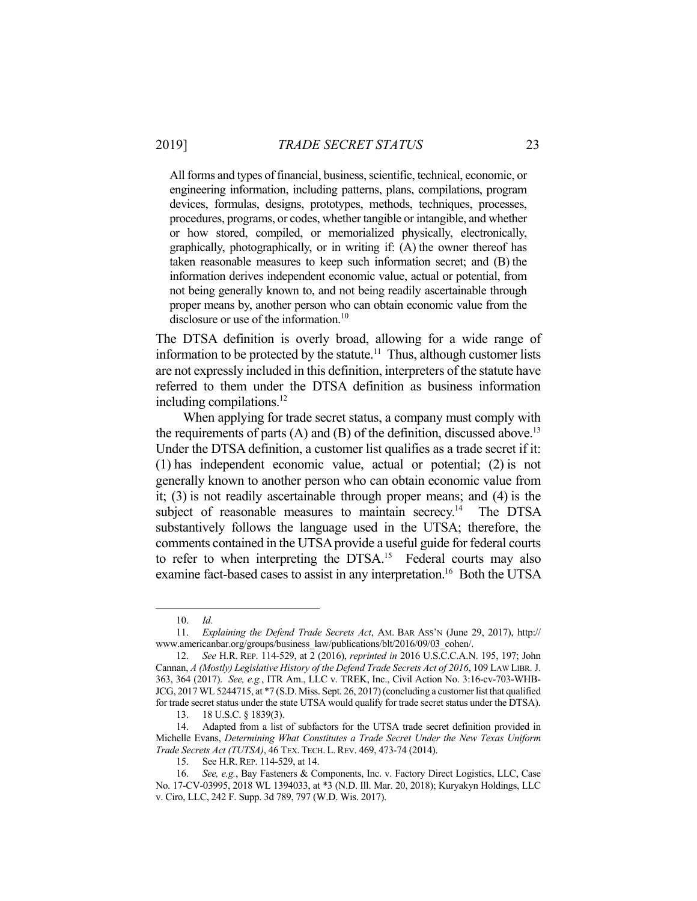> All forms and types of financial, business, scientific, technical, economic, or engineering information, including patterns, plans, compilations, program devices, formulas, designs, prototypes, methods, techniques, processes, procedures, programs, or codes, whether tangible or intangible, and whether or how stored, compiled, or memorialized physically, electronically, graphically, photographically, or in writing if: (A) the owner thereof has taken reasonable measures to keep such information secret; and (B) the information derives independent economic value, actual or potential, from not being generally known to, and not being readily ascertainable through proper means by, another person who can obtain economic value from the disclosure or use of the information.[10]

The DTSA definition is overly broad, allowing for a wide range of information to be protected by the statute.[11] Thus, although customer lists are not expressly included in this definition, interpreters of the statute have referred to them under the DTSA definition as business information including compilations.[12]

When applying for trade secret status, a company must comply with the requirements of parts (A) and (B) of the definition, discussed above.[13] Under the DTSA definition, a customer list qualifies as a trade secret if it: (1) has independent economic value, actual or potential; (2) is not generally known to another person who can obtain economic value from it; (3) is not readily ascertainable through proper means; and (4) is the subject of reasonable measures to maintain secrecy.[14] The DTSA substantively follows the language used in the UTSA; therefore, the comments contained in the UTSA provide a useful guide for federal courts to refer to when interpreting the DTSA.[15] Federal courts may also examine fact-based cases to assist in any interpretation.[16] Both the UTSA

---

10. *Id.*

11. *Explaining the Defend Trade Secrets Act*, AM. BAR ASS'N (June 29, 2017), http://www.americanbar.org/groups/business_law/publications/blt/2016/09/03_cohen/.

12. *See* H.R. REP. 114-529, at 2 (2016), *reprinted in* 2016 U.S.C.C.A.N. 195, 197; John Cannan, *A (Mostly) Legislative History of the Defend Trade Secrets Act of 2016*, 109 LAW LIBR. J. 363, 364 (2017). *See, e.g.*, ITR Am., LLC v. TREK, Inc., Civil Action No. 3:16-cv-703-WHB-JCG, 2017 WL 5244715, at *7 (S.D. Miss. Sept. 26, 2017) (concluding a customer list that qualified for trade secret status under the state UTSA would qualify for trade secret status under the DTSA).

13. 18 U.S.C. § 1839(3).

14. Adapted from a list of subfactors for the UTSA trade secret definition provided in Michelle Evans, *Determining What Constitutes a Trade Secret Under the New Texas Uniform Trade Secrets Act (TUTSA)*, 46 TEX. TECH. L. REV. 469, 473-74 (2014).

15. See H.R. REP. 114-529, at 14.

16. *See, e.g.*, Bay Fasteners & Components, Inc. v. Factory Direct Logistics, LLC, Case No. 17-CV-03995, 2018 WL 1394033, at *3 (N.D. Ill. Mar. 20, 2018); Kuryakyn Holdings, LLC v. Ciro, LLC, 242 F. Supp. 3d 789, 797 (W.D. Wis. 2017).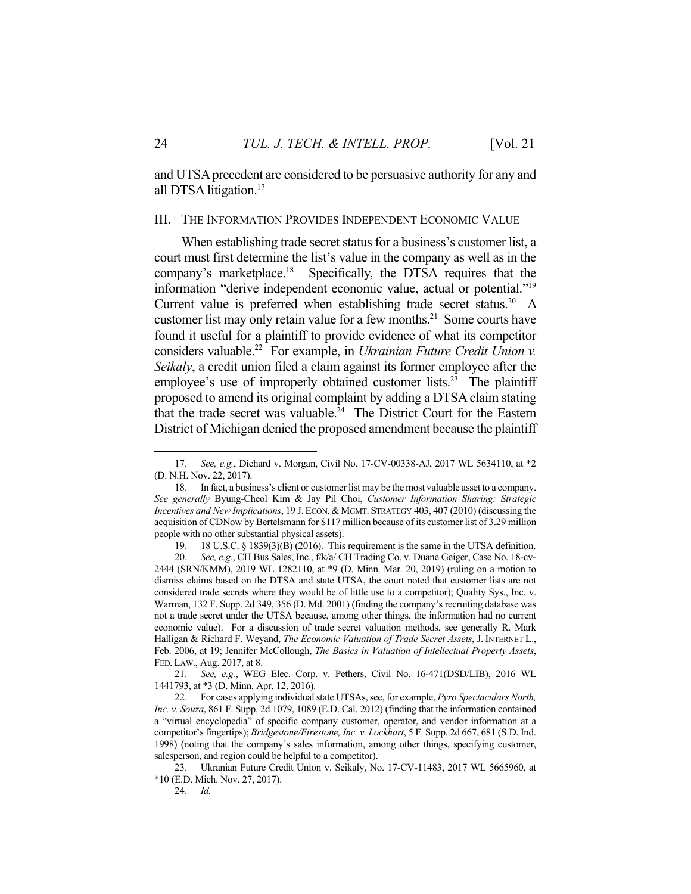and UTSA precedent are considered to be persuasive authority for any and all DTSA litigation.[17]

## III. The Information Provides Independent Economic Value

When establishing trade secret status for a business's customer list, a court must first determine the list's value in the company as well as in the company's marketplace.[18] Specifically, the DTSA requires that the information "derive independent economic value, actual or potential."[19] Current value is preferred when establishing trade secret status.[20] A customer list may only retain value for a few months.[21] Some courts have found it useful for a plaintiff to provide evidence of what its competitor considers valuable.[22] For example, in *Ukrainian Future Credit Union v. Seikaly*, a credit union filed a claim against its former employee after the employee's use of improperly obtained customer lists.[23] The plaintiff proposed to amend its original complaint by adding a DTSA claim stating that the trade secret was valuable.[24] The District Court for the Eastern District of Michigan denied the proposed amendment because the plaintiff

---

17. *See, e.g.*, Dichard v. Morgan, Civil No. 17-CV-00338-AJ, 2017 WL 5634110, at *2 (D. N.H. Nov. 22, 2017).

18. In fact, a business's client or customer list may be the most valuable asset to a company. *See generally* Byung-Cheol Kim & Jay Pil Choi, *Customer Information Sharing: Strategic Incentives and New Implications*, 19 J. ECON. & MGMT. STRATEGY 403, 407 (2010) (discussing the acquisition of CDNow by Bertelsmann for $117 million because of its customer list of 3.29 million people with no other substantial physical assets).

19. 18 U.S.C. § 1839(3)(B) (2016). This requirement is the same in the UTSA definition.

20. *See, e.g.*, CH Bus Sales, Inc., f/k/a/ CH Trading Co. v. Duane Geiger, Case No. 18-cv-2444 (SRN/KMM), 2019 WL 1282110, at *9 (D. Minn. Mar. 20, 2019) (ruling on a motion to dismiss claims based on the DTSA and state UTSA, the court noted that customer lists are not considered trade secrets where they would be of little use to a competitor); Quality Sys., Inc. v. Warman, 132 F. Supp. 2d 349, 356 (D. Md. 2001) (finding the company's recruiting database was not a trade secret under the UTSA because, among other things, the information had no current economic value). For a discussion of trade secret valuation methods, see generally R. Mark Halligan & Richard F. Weyand, *The Economic Valuation of Trade Secret Assets*, J. INTERNET L., Feb. 2006, at 19; Jennifer McCollough, *The Basics in Valuation of Intellectual Property Assets*, FED. LAW., Aug. 2017, at 8.

21. *See, e.g.*, WEG Elec. Corp. v. Pethers, Civil No. 16-471(DSD/LIB), 2016 WL 1441793, at *3 (D. Minn. Apr. 12, 2016).

22. For cases applying individual state UTSAs, see, for example, *Pyro Spectaculars North, Inc. v. Souza*, 861 F. Supp. 2d 1079, 1089 (E.D. Cal. 2012) (finding that the information contained a "virtual encyclopedia" of specific company customer, operator, and vendor information at a competitor's fingertips); *Bridgestone/Firestone, Inc. v. Lockhart*, 5 F. Supp. 2d 667, 681 (S.D. Ind. 1998) (noting that the company's sales information, among other things, specifying customer, salesperson, and region could be helpful to a competitor).

23. Ukranian Future Credit Union v. Seikaly, No. 17-CV-11483, 2017 WL 5665960, at *10 (E.D. Mich. Nov. 27, 2017).

24. *Id.*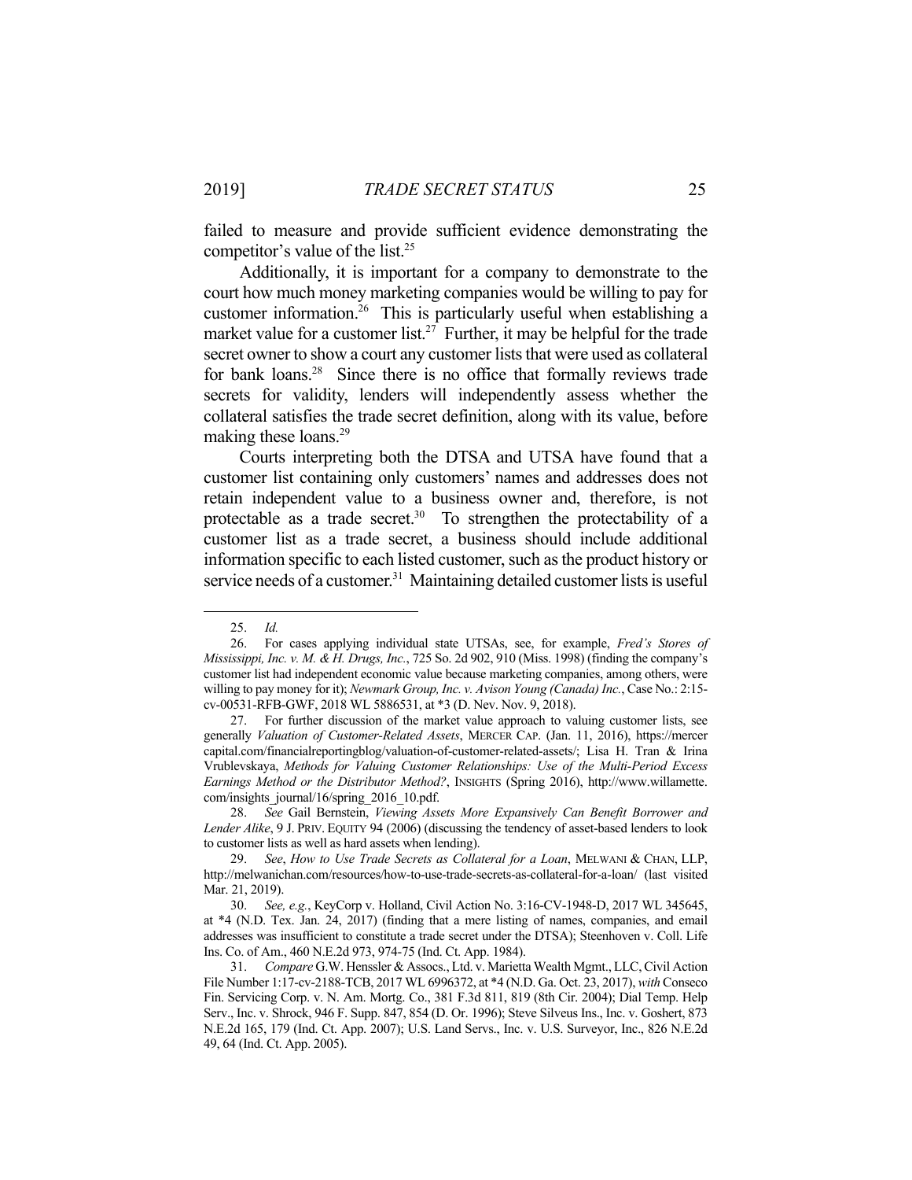failed to measure and provide sufficient evidence demonstrating the competitor's value of the list.[25]

Additionally, it is important for a company to demonstrate to the court how much money marketing companies would be willing to pay for customer information.[26] This is particularly useful when establishing a market value for a customer list.[27] Further, it may be helpful for the trade secret owner to show a court any customer lists that were used as collateral for bank loans.[28] Since there is no office that formally reviews trade secrets for validity, lenders will independently assess whether the collateral satisfies the trade secret definition, along with its value, before making these loans.[29]

Courts interpreting both the DTSA and UTSA have found that a customer list containing only customers' names and addresses does not retain independent value to a business owner and, therefore, is not protectable as a trade secret.[30] To strengthen the protectability of a customer list as a trade secret, a business should include additional information specific to each listed customer, such as the product history or service needs of a customer.[31] Maintaining detailed customer lists is useful

---

25. *Id.*

26. For cases applying individual state UTSAs, see, for example, *Fred's Stores of Mississippi, Inc. v. M. & H. Drugs, Inc.*, 725 So. 2d 902, 910 (Miss. 1998) (finding the company's customer list had independent economic value because marketing companies, among others, were willing to pay money for it); *Newmark Group, Inc. v. Avison Young (Canada) Inc.*, Case No.: 2:15-cv-00531-RFB-GWF, 2018 WL 5886531, at *3 (D. Nev. Nov. 9, 2018).

27. For further discussion of the market value approach to valuing customer lists, see generally *Valuation of Customer-Related Assets*, MERCER CAP. (Jan. 11, 2016), https://mercercapital.com/financialreportingblog/valuation-of-customer-related-assets/; Lisa H. Tran & Irina Vrublevskaya, *Methods for Valuing Customer Relationships: Use of the Multi-Period Excess Earnings Method or the Distributor Method?*, INSIGHTS (Spring 2016), http://www.willamette.com/insights_journal/16/spring_2016_10.pdf.

28. *See* Gail Bernstein, *Viewing Assets More Expansively Can Benefit Borrower and Lender Alike*, 9 J. PRIV. EQUITY 94 (2006) (discussing the tendency of asset-based lenders to look to customer lists as well as hard assets when lending).

29. *See*, *How to Use Trade Secrets as Collateral for a Loan*, MELWANI & CHAN, LLP, http://melwanichan.com/resources/how-to-use-trade-secrets-as-collateral-for-a-loan/ (last visited Mar. 21, 2019).

30. *See, e.g.*, KeyCorp v. Holland, Civil Action No. 3:16-CV-1948-D, 2017 WL 345645, at *4 (N.D. Tex. Jan. 24, 2017) (finding that a mere listing of names, companies, and email addresses was insufficient to constitute a trade secret under the DTSA); Steenhoven v. Coll. Life Ins. Co. of Am., 460 N.E.2d 973, 974-75 (Ind. Ct. App. 1984).

31. *Compare* G.W. Henssler & Assocs., Ltd. v. Marietta Wealth Mgmt., LLC, Civil Action File Number 1:17-cv-2188-TCB, 2017 WL 6996372, at *4 (N.D. Ga. Oct. 23, 2017), *with* Conseco Fin. Servicing Corp. v. N. Am. Mortg. Co., 381 F.3d 811, 819 (8th Cir. 2004); Dial Temp. Help Serv., Inc. v. Shrock, 946 F. Supp. 847, 854 (D. Or. 1996); Steve Silveus Ins., Inc. v. Goshert, 873 N.E.2d 165, 179 (Ind. Ct. App. 2007); U.S. Land Servs., Inc. v. U.S. Surveyor, Inc., 826 N.E.2d 49, 64 (Ind. Ct. App. 2005).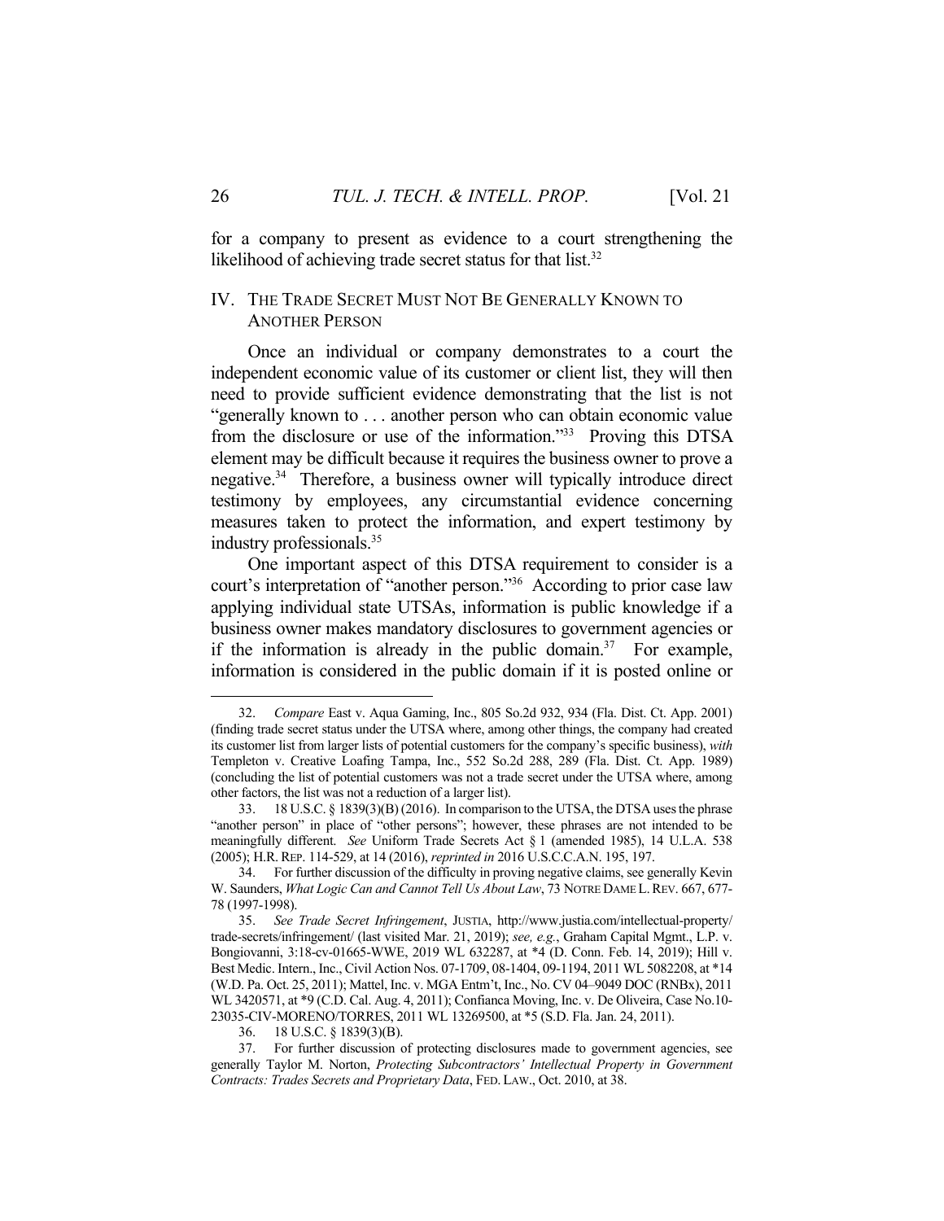for a company to present as evidence to a court strengthening the likelihood of achieving trade secret status for that list.[32]

## IV. The Trade Secret Must Not Be Generally Known to Another Person

Once an individual or company demonstrates to a court the independent economic value of its customer or client list, they will then need to provide sufficient evidence demonstrating that the list is not "generally known to . . . another person who can obtain economic value from the disclosure or use of the information."[33] Proving this DTSA element may be difficult because it requires the business owner to prove a negative.[34] Therefore, a business owner will typically introduce direct testimony by employees, any circumstantial evidence concerning measures taken to protect the information, and expert testimony by industry professionals.[35]

One important aspect of this DTSA requirement to consider is a court's interpretation of "another person."[36] According to prior case law applying individual state UTSAs, information is public knowledge if a business owner makes mandatory disclosures to government agencies or if the information is already in the public domain.[37] For example, information is considered in the public domain if it is posted online or

---

32. *Compare* East v. Aqua Gaming, Inc., 805 So.2d 932, 934 (Fla. Dist. Ct. App. 2001) (finding trade secret status under the UTSA where, among other things, the company had created its customer list from larger lists of potential customers for the company's specific business), *with* Templeton v. Creative Loafing Tampa, Inc., 552 So.2d 288, 289 (Fla. Dist. Ct. App. 1989) (concluding the list of potential customers was not a trade secret under the UTSA where, among other factors, the list was not a reduction of a larger list).

33. 18 U.S.C. § 1839(3)(B) (2016). In comparison to the UTSA, the DTSA uses the phrase "another person" in place of "other persons"; however, these phrases are not intended to be meaningfully different. *See* Uniform Trade Secrets Act § 1 (amended 1985), 14 U.L.A. 538 (2005); H.R. REP. 114-529, at 14 (2016), *reprinted in* 2016 U.S.C.C.A.N. 195, 197.

34. For further discussion of the difficulty in proving negative claims, see generally Kevin W. Saunders, *What Logic Can and Cannot Tell Us About Law*, 73 NOTRE DAME L. REV. 667, 677-78 (1997-1998).

35. *See Trade Secret Infringement*, JUSTIA, http://www.justia.com/intellectual-property/trade-secrets/infringement/ (last visited Mar. 21, 2019); *see, e.g.*, Graham Capital Mgmt., L.P. v. Bongiovanni, 3:18-cv-01665-WWE, 2019 WL 632287, at *4 (D. Conn. Feb. 14, 2019); Hill v. Best Medic. Intern., Inc., Civil Action Nos. 07-1709, 08-1404, 09-1194, 2011 WL 5082208, at *14 (W.D. Pa. Oct. 25, 2011); Mattel, Inc. v. MGA Entm't, Inc., No. CV 04–9049 DOC (RNBx), 2011 WL 3420571, at *9 (C.D. Cal. Aug. 4, 2011); Confianca Moving, Inc. v. De Oliveira, Case No.10-23035-CIV-MORENO/TORRES, 2011 WL 13269500, at *5 (S.D. Fla. Jan. 24, 2011).

36. 18 U.S.C. § 1839(3)(B).

37. For further discussion of protecting disclosures made to government agencies, see generally Taylor M. Norton, *Protecting Subcontractors' Intellectual Property in Government Contracts: Trades Secrets and Proprietary Data*, FED. LAW., Oct. 2010, at 38.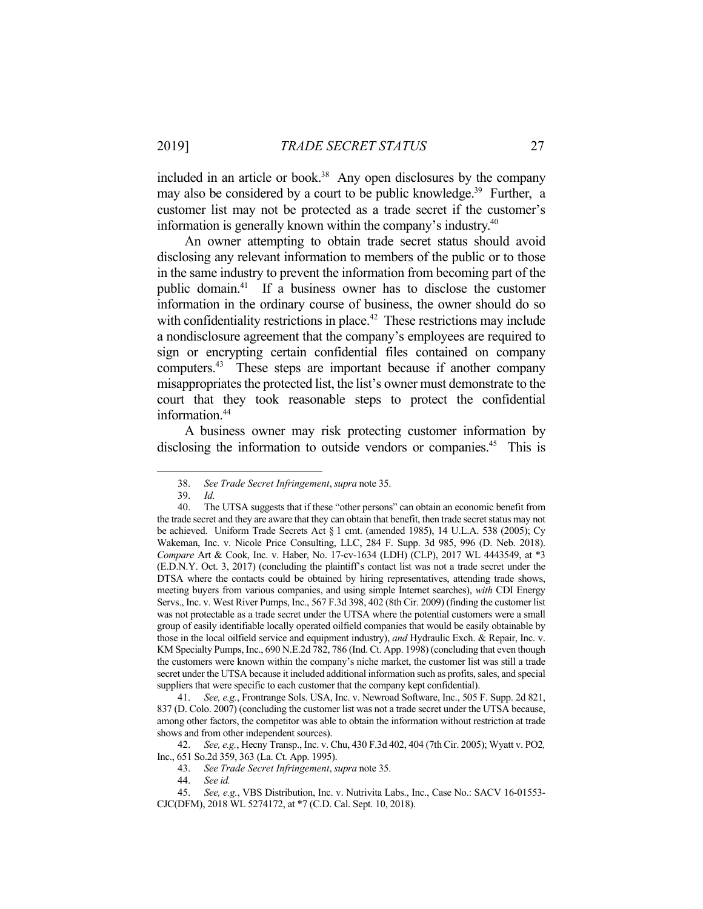included in an article or book.[38] Any open disclosures by the company may also be considered by a court to be public knowledge.[39] Further, a customer list may not be protected as a trade secret if the customer's information is generally known within the company's industry.[40]

An owner attempting to obtain trade secret status should avoid disclosing any relevant information to members of the public or to those in the same industry to prevent the information from becoming part of the public domain.[41] If a business owner has to disclose the customer information in the ordinary course of business, the owner should do so with confidentiality restrictions in place.[42] These restrictions may include a nondisclosure agreement that the company's employees are required to sign or encrypting certain confidential files contained on company computers.[43] These steps are important because if another company misappropriates the protected list, the list's owner must demonstrate to the court that they took reasonable steps to protect the confidential information.[44]

A business owner may risk protecting customer information by disclosing the information to outside vendors or companies.[45] This is

---

38. *See Trade Secret Infringement*, *supra* note 35.

39. *Id.*

40. The UTSA suggests that if these "other persons" can obtain an economic benefit from the trade secret and they are aware that they can obtain that benefit, then trade secret status may not be achieved. Uniform Trade Secrets Act § 1 cmt. (amended 1985), 14 U.L.A. 538 (2005); Cy Wakeman, Inc. v. Nicole Price Consulting, LLC, 284 F. Supp. 3d 985, 996 (D. Neb. 2018). *Compare* Art & Cook, Inc. v. Haber, No. 17-cv-1634 (LDH) (CLP), 2017 WL 4443549, at *3 (E.D.N.Y. Oct. 3, 2017) (concluding the plaintiff's contact list was not a trade secret under the DTSA where the contacts could be obtained by hiring representatives, attending trade shows, meeting buyers from various companies, and using simple Internet searches), *with* CDI Energy Servs., Inc. v. West River Pumps, Inc., 567 F.3d 398, 402 (8th Cir. 2009) (finding the customer list was not protectable as a trade secret under the UTSA where the potential customers were a small group of easily identifiable locally operated oilfield companies that would be easily obtainable by those in the local oilfield service and equipment industry), *and* Hydraulic Exch. & Repair, Inc. v. KM Specialty Pumps, Inc., 690 N.E.2d 782, 786 (Ind. Ct. App. 1998) (concluding that even though the customers were known within the company's niche market, the customer list was still a trade secret under the UTSA because it included additional information such as profits, sales, and special suppliers that were specific to each customer that the company kept confidential).

41. *See, e.g.*, Frontrange Sols. USA, Inc. v. Newroad Software, Inc., 505 F. Supp. 2d 821, 837 (D. Colo. 2007) (concluding the customer list was not a trade secret under the UTSA because, among other factors, the competitor was able to obtain the information without restriction at trade shows and from other independent sources).

42. *See, e.g.*, Hecny Transp., Inc. v. Chu, 430 F.3d 402, 404 (7th Cir. 2005); Wyatt v. PO2*,* Inc., 651 So.2d 359, 363 (La. Ct. App. 1995).

43. *See Trade Secret Infringement*, *supra* note 35.

44. *See id.*

45. *See, e.g.*, VBS Distribution, Inc. v. Nutrivita Labs., Inc., Case No.: SACV 16-01553-CJC(DFM), 2018 WL 5274172, at *7 (C.D. Cal. Sept. 10, 2018).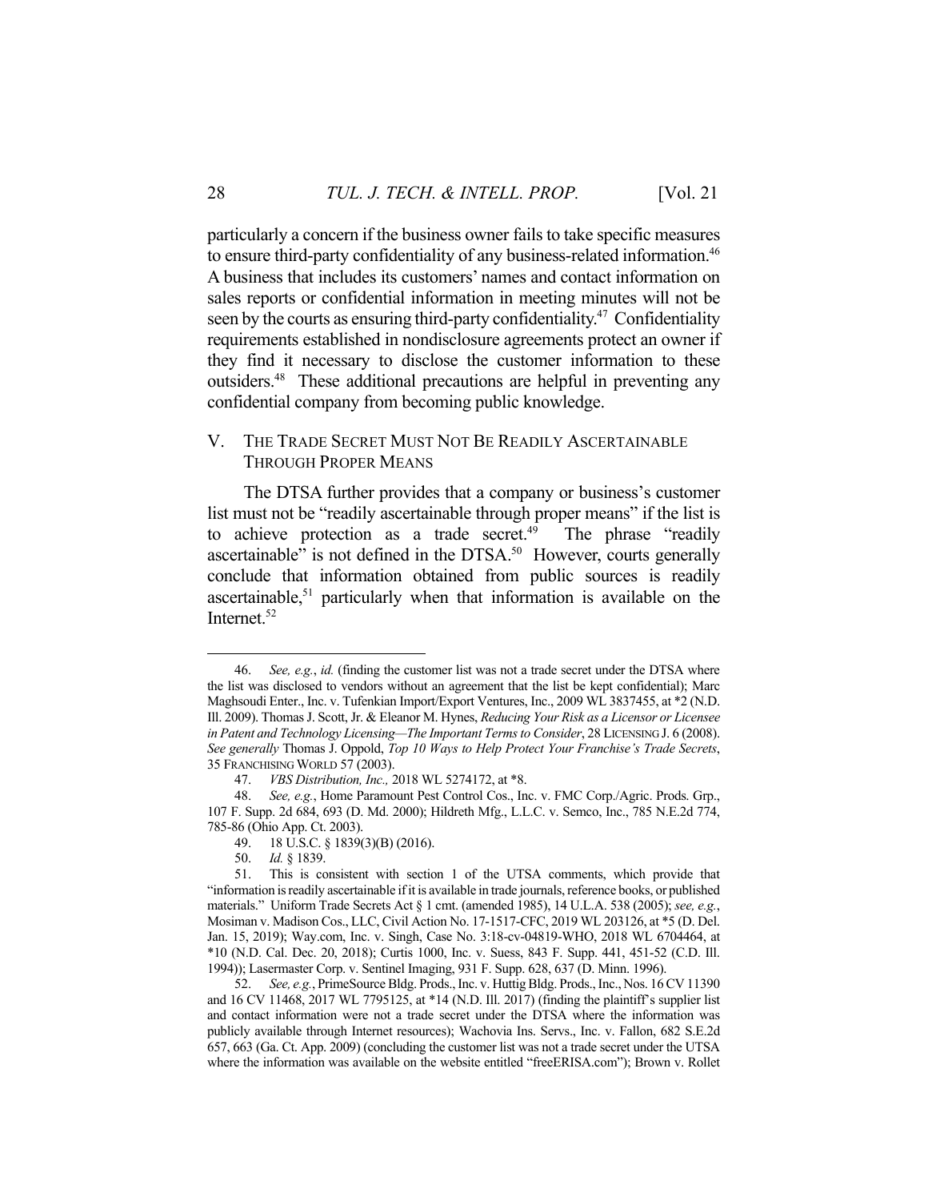particularly a concern if the business owner fails to take specific measures to ensure third-party confidentiality of any business-related information.[46] A business that includes its customers' names and contact information on sales reports or confidential information in meeting minutes will not be seen by the courts as ensuring third-party confidentiality.[47] Confidentiality requirements established in nondisclosure agreements protect an owner if they find it necessary to disclose the customer information to these outsiders.[48] These additional precautions are helpful in preventing any confidential company from becoming public knowledge.

## V. The Trade Secret Must Not Be Readily Ascertainable Through Proper Means

The DTSA further provides that a company or business's customer list must not be "readily ascertainable through proper means" if the list is to achieve protection as a trade secret.[49] The phrase "readily ascertainable" is not defined in the DTSA.[50] However, courts generally conclude that information obtained from public sources is readily ascertainable,[51] particularly when that information is available on the Internet.[52]

---

46. *See, e.g.*, *id.* (finding the customer list was not a trade secret under the DTSA where the list was disclosed to vendors without an agreement that the list be kept confidential); Marc Maghsoudi Enter., Inc. v. Tufenkian Import/Export Ventures, Inc., 2009 WL 3837455, at *2 (N.D. Ill. 2009). Thomas J. Scott, Jr. & Eleanor M. Hynes, *Reducing Your Risk as a Licensor or Licensee in Patent and Technology Licensing—The Important Terms to Consider*, 28 LICENSING J. 6 (2008). *See generally* Thomas J. Oppold, *Top 10 Ways to Help Protect Your Franchise's Trade Secrets*, 35 FRANCHISING WORLD 57 (2003).

47. *VBS Distribution, Inc.,* 2018 WL 5274172, at *8.

48. *See, e.g.*, Home Paramount Pest Control Cos., Inc. v. FMC Corp./Agric. Prods. Grp., 107 F. Supp. 2d 684, 693 (D. Md. 2000); Hildreth Mfg., L.L.C. v. Semco, Inc., 785 N.E.2d 774, 785-86 (Ohio App. Ct. 2003).

49. 18 U.S.C. § 1839(3)(B) (2016).

50. *Id.* § 1839.

51. This is consistent with section 1 of the UTSA comments, which provide that "information is readily ascertainable if it is available in trade journals, reference books, or published materials." Uniform Trade Secrets Act § 1 cmt. (amended 1985), 14 U.L.A. 538 (2005); *see, e.g.*, Mosiman v. Madison Cos., LLC, Civil Action No. 17-1517-CFC, 2019 WL 203126, at *5 (D. Del. Jan. 15, 2019); Way.com, Inc. v. Singh, Case No. 3:18-cv-04819-WHO, 2018 WL 6704464, at *10 (N.D. Cal. Dec. 20, 2018); Curtis 1000, Inc. v. Suess, 843 F. Supp. 441, 451-52 (C.D. Ill. 1994)); Lasermaster Corp. v. Sentinel Imaging, 931 F. Supp. 628, 637 (D. Minn. 1996).

52. *See, e.g.*, PrimeSource Bldg. Prods., Inc. v. Huttig Bldg. Prods., Inc., Nos. 16 CV 11390 and 16 CV 11468, 2017 WL 7795125, at *14 (N.D. Ill. 2017) (finding the plaintiff's supplier list and contact information were not a trade secret under the DTSA where the information was publicly available through Internet resources); Wachovia Ins. Servs., Inc. v. Fallon, 682 S.E.2d 657, 663 (Ga. Ct. App. 2009) (concluding the customer list was not a trade secret under the UTSA where the information was available on the website entitled "freeERISA.com"); Brown v. Rollet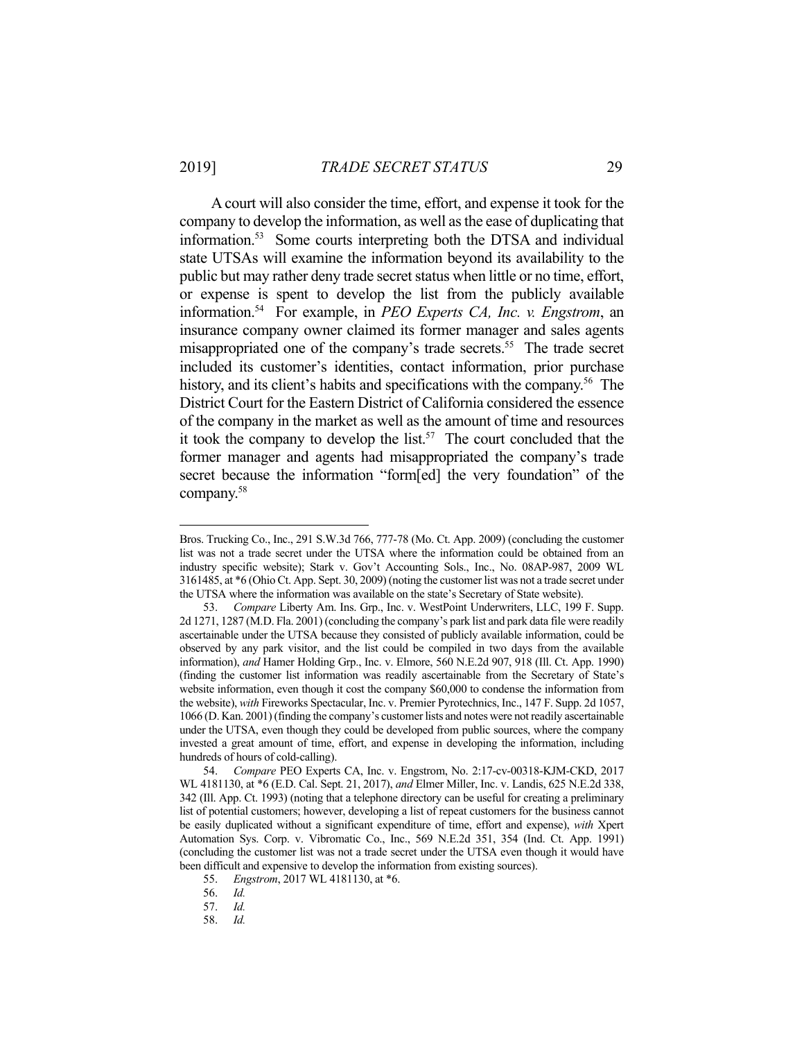A court will also consider the time, effort, and expense it took for the company to develop the information, as well as the ease of duplicating that information.[53] Some courts interpreting both the DTSA and individual state UTSAs will examine the information beyond its availability to the public but may rather deny trade secret status when little or no time, effort, or expense is spent to develop the list from the publicly available information.[54] For example, in *PEO Experts CA, Inc. v. Engstrom*, an insurance company owner claimed its former manager and sales agents misappropriated one of the company's trade secrets.[55] The trade secret included its customer's identities, contact information, prior purchase history, and its client's habits and specifications with the company.[56] The District Court for the Eastern District of California considered the essence of the company in the market as well as the amount of time and resources it took the company to develop the list.[57] The court concluded that the former manager and agents had misappropriated the company's trade secret because the information "form[ed] the very foundation" of the company.[58]

---

Bros. Trucking Co., Inc., 291 S.W.3d 766, 777-78 (Mo. Ct. App. 2009) (concluding the customer list was not a trade secret under the UTSA where the information could be obtained from an industry specific website); Stark v. Gov't Accounting Sols., Inc., No. 08AP-987, 2009 WL 3161485, at *6 (Ohio Ct. App. Sept. 30, 2009) (noting the customer list was not a trade secret under the UTSA where the information was available on the state's Secretary of State website).

53. *Compare* Liberty Am. Ins. Grp., Inc. v. WestPoint Underwriters, LLC, 199 F. Supp. 2d 1271, 1287 (M.D. Fla. 2001) (concluding the company's park list and park data file were readily ascertainable under the UTSA because they consisted of publicly available information, could be observed by any park visitor, and the list could be compiled in two days from the available information), *and* Hamer Holding Grp., Inc. v. Elmore, 560 N.E.2d 907, 918 (Ill. Ct. App. 1990) (finding the customer list information was readily ascertainable from the Secretary of State's website information, even though it cost the company $60,000 to condense the information from the website), *with* Fireworks Spectacular, Inc. v. Premier Pyrotechnics, Inc., 147 F. Supp. 2d 1057, 1066 (D. Kan. 2001) (finding the company's customer lists and notes were not readily ascertainable under the UTSA, even though they could be developed from public sources, where the company invested a great amount of time, effort, and expense in developing the information, including hundreds of hours of cold-calling).

54. *Compare* PEO Experts CA, Inc. v. Engstrom, No. 2:17-cv-00318-KJM-CKD, 2017 WL 4181130, at *6 (E.D. Cal. Sept. 21, 2017), *and* Elmer Miller, Inc. v. Landis, 625 N.E.2d 338, 342 (Ill. App. Ct. 1993) (noting that a telephone directory can be useful for creating a preliminary list of potential customers; however, developing a list of repeat customers for the business cannot be easily duplicated without a significant expenditure of time, effort and expense), *with* Xpert Automation Sys. Corp. v. Vibromatic Co., Inc., 569 N.E.2d 351, 354 (Ind. Ct. App. 1991) (concluding the customer list was not a trade secret under the UTSA even though it would have been difficult and expensive to develop the information from existing sources).

55. *Engstrom*, 2017 WL 4181130, at *6.

56. *Id.*

57. *Id.*

58. *Id.*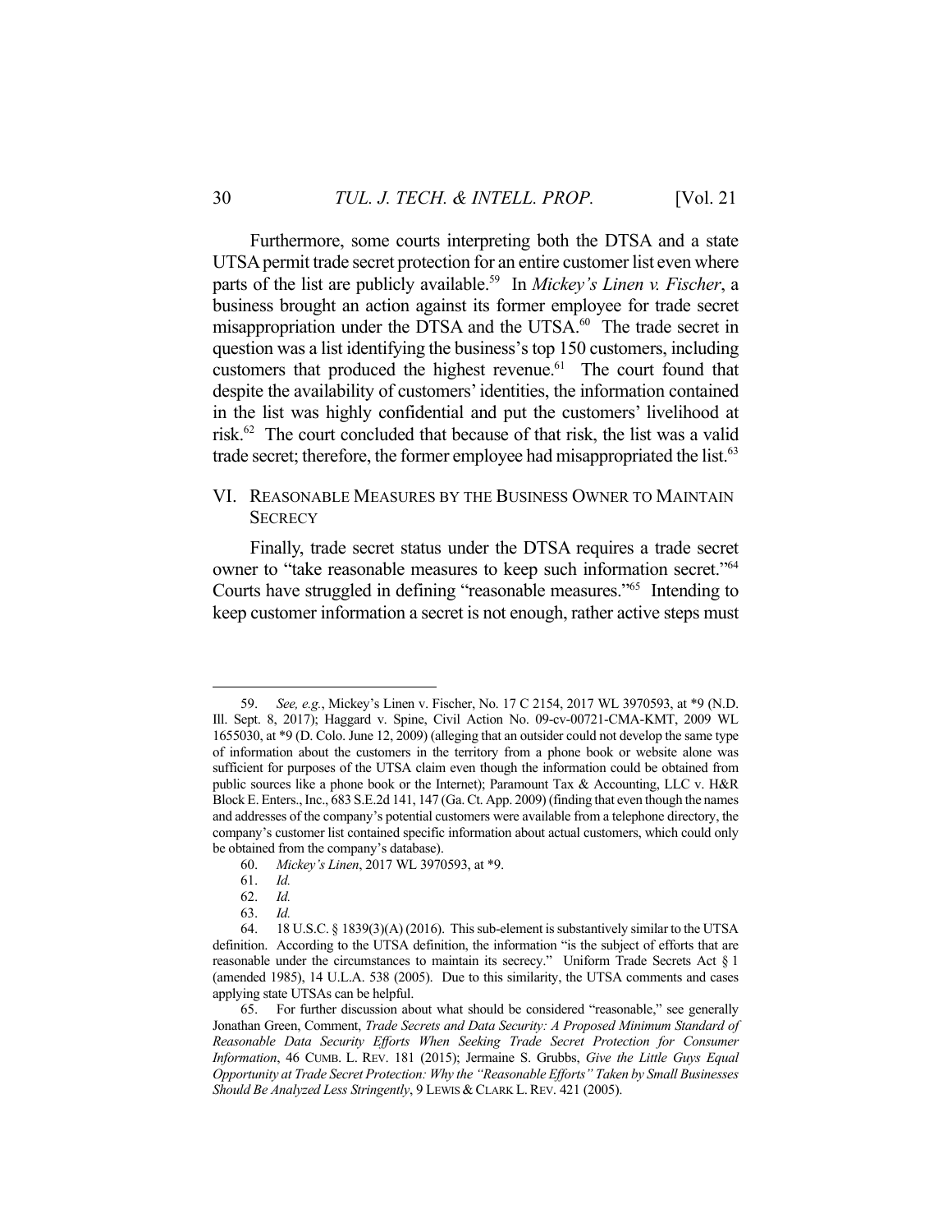Furthermore, some courts interpreting both the DTSA and a state UTSA permit trade secret protection for an entire customer list even where parts of the list are publicly available.[59] In *Mickey's Linen v. Fischer*, a business brought an action against its former employee for trade secret misappropriation under the DTSA and the UTSA.[60] The trade secret in question was a list identifying the business's top 150 customers, including customers that produced the highest revenue.[61] The court found that despite the availability of customers' identities, the information contained in the list was highly confidential and put the customers' livelihood at risk.[62] The court concluded that because of that risk, the list was a valid trade secret; therefore, the former employee had misappropriated the list.[63]

## VI. Reasonable Measures by the Business Owner to Maintain Secrecy

Finally, trade secret status under the DTSA requires a trade secret owner to "take reasonable measures to keep such information secret."[64] Courts have struggled in defining "reasonable measures."[65] Intending to keep customer information a secret is not enough, rather active steps must

---

59. *See, e.g.*, Mickey's Linen v. Fischer, No. 17 C 2154, 2017 WL 3970593, at *9 (N.D. Ill. Sept. 8, 2017); Haggard v. Spine, Civil Action No. 09-cv-00721-CMA-KMT, 2009 WL 1655030, at *9 (D. Colo. June 12, 2009) (alleging that an outsider could not develop the same type of information about the customers in the territory from a phone book or website alone was sufficient for purposes of the UTSA claim even though the information could be obtained from public sources like a phone book or the Internet); Paramount Tax & Accounting, LLC v. H&R Block E. Enters., Inc., 683 S.E.2d 141, 147 (Ga. Ct. App. 2009) (finding that even though the names and addresses of the company's potential customers were available from a telephone directory, the company's customer list contained specific information about actual customers, which could only be obtained from the company's database).

60. *Mickey's Linen*, 2017 WL 3970593, at *9.

61. *Id.*

62. *Id.*

63. *Id.*

64. 18 U.S.C. § 1839(3)(A) (2016). This sub-element is substantively similar to the UTSA definition. According to the UTSA definition, the information "is the subject of efforts that are reasonable under the circumstances to maintain its secrecy." Uniform Trade Secrets Act § 1 (amended 1985), 14 U.L.A. 538 (2005). Due to this similarity, the UTSA comments and cases applying state UTSAs can be helpful.

65. For further discussion about what should be considered "reasonable," see generally Jonathan Green, Comment, *Trade Secrets and Data Security: A Proposed Minimum Standard of Reasonable Data Security Efforts When Seeking Trade Secret Protection for Consumer Information*, 46 CUMB. L. REV. 181 (2015); Jermaine S. Grubbs, *Give the Little Guys Equal Opportunity at Trade Secret Protection: Why the "Reasonable Efforts" Taken by Small Businesses Should Be Analyzed Less Stringently*, 9 LEWIS & CLARK L. REV. 421 (2005).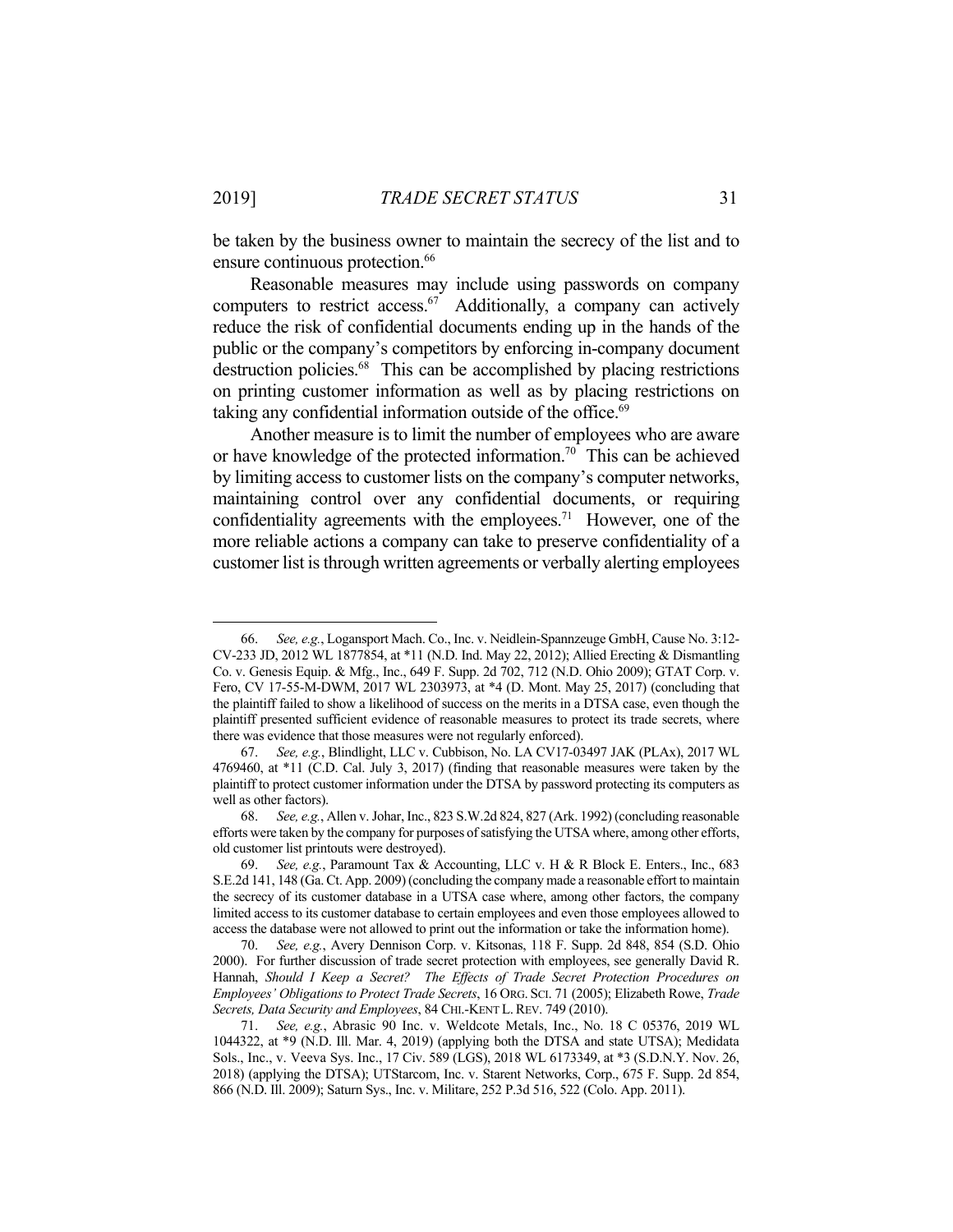be taken by the business owner to maintain the secrecy of the list and to ensure continuous protection.[66]

Reasonable measures may include using passwords on company computers to restrict access.[67] Additionally, a company can actively reduce the risk of confidential documents ending up in the hands of the public or the company's competitors by enforcing in-company document destruction policies.[68] This can be accomplished by placing restrictions on printing customer information as well as by placing restrictions on taking any confidential information outside of the office.[69]

Another measure is to limit the number of employees who are aware or have knowledge of the protected information.[70] This can be achieved by limiting access to customer lists on the company's computer networks, maintaining control over any confidential documents, or requiring confidentiality agreements with the employees.[71] However, one of the more reliable actions a company can take to preserve confidentiality of a customer list is through written agreements or verbally alerting employees

---

66. *See, e.g.*, Logansport Mach. Co., Inc. v. Neidlein-Spannzeuge GmbH, Cause No. 3:12-CV-233 JD, 2012 WL 1877854, at *11 (N.D. Ind. May 22, 2012); Allied Erecting & Dismantling Co. v. Genesis Equip. & Mfg., Inc., 649 F. Supp. 2d 702, 712 (N.D. Ohio 2009); GTAT Corp. v. Fero, CV 17-55-M-DWM, 2017 WL 2303973, at *4 (D. Mont. May 25, 2017) (concluding that the plaintiff failed to show a likelihood of success on the merits in a DTSA case, even though the plaintiff presented sufficient evidence of reasonable measures to protect its trade secrets, where there was evidence that those measures were not regularly enforced).

67. *See, e.g.*, Blindlight, LLC v. Cubbison, No. LA CV17-03497 JAK (PLAx), 2017 WL 4769460, at *11 (C.D. Cal. July 3, 2017) (finding that reasonable measures were taken by the plaintiff to protect customer information under the DTSA by password protecting its computers as well as other factors).

68. *See, e.g.*, Allen v. Johar, Inc., 823 S.W.2d 824, 827 (Ark. 1992) (concluding reasonable efforts were taken by the company for purposes of satisfying the UTSA where, among other efforts, old customer list printouts were destroyed).

69. *See, e.g.*, Paramount Tax & Accounting, LLC v. H & R Block E. Enters., Inc., 683 S.E.2d 141, 148 (Ga. Ct. App. 2009) (concluding the company made a reasonable effort to maintain the secrecy of its customer database in a UTSA case where, among other factors, the company limited access to its customer database to certain employees and even those employees allowed to access the database were not allowed to print out the information or take the information home).

70. *See, e.g.*, Avery Dennison Corp. v. Kitsonas, 118 F. Supp. 2d 848, 854 (S.D. Ohio 2000). For further discussion of trade secret protection with employees, see generally David R. Hannah, *Should I Keep a Secret? The Effects of Trade Secret Protection Procedures on Employees' Obligations to Protect Trade Secrets*, 16 ORG. SCI. 71 (2005); Elizabeth Rowe, *Trade Secrets, Data Security and Employees*, 84 CHI.-KENT L. REV. 749 (2010).

71. *See, e.g.*, Abrasic 90 Inc. v. Weldcote Metals, Inc., No. 18 C 05376, 2019 WL 1044322, at *9 (N.D. Ill. Mar. 4, 2019) (applying both the DTSA and state UTSA); Medidata Sols., Inc., v. Veeva Sys. Inc., 17 Civ. 589 (LGS), 2018 WL 6173349, at *3 (S.D.N.Y. Nov. 26, 2018) (applying the DTSA); UTStarcom, Inc. v. Starent Networks, Corp., 675 F. Supp. 2d 854, 866 (N.D. Ill. 2009); Saturn Sys., Inc. v. Militare, 252 P.3d 516, 522 (Colo. App. 2011).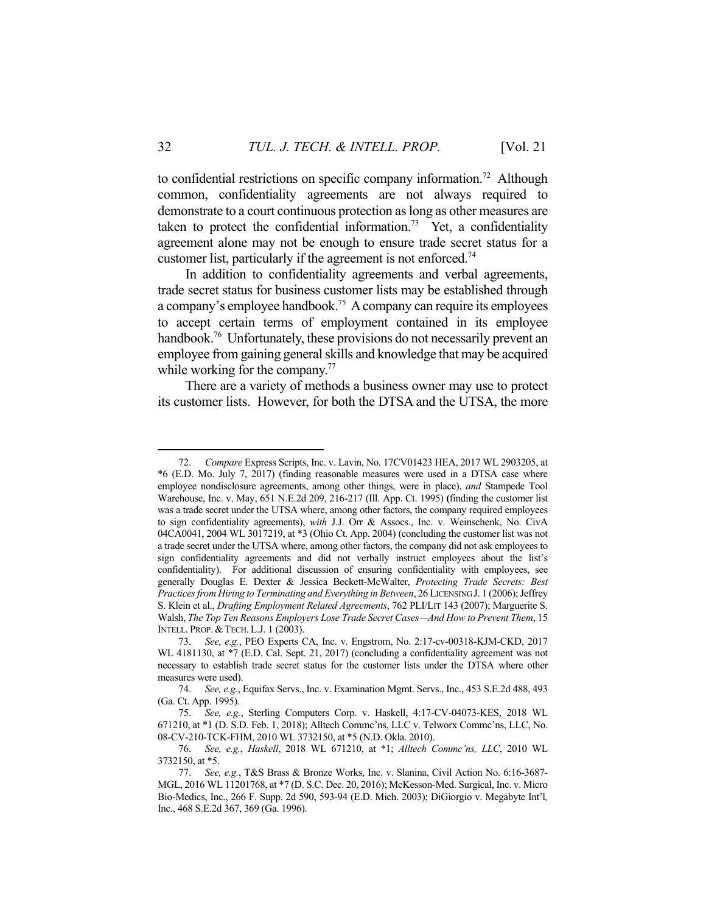to confidential restrictions on specific company information.[72] Although common, confidentiality agreements are not always required to demonstrate to a court continuous protection as long as other measures are taken to protect the confidential information.[73] Yet, a confidentiality agreement alone may not be enough to ensure trade secret status for a customer list, particularly if the agreement is not enforced.[74]

In addition to confidentiality agreements and verbal agreements, trade secret status for business customer lists may be established through a company's employee handbook.[75] A company can require its employees to accept certain terms of employment contained in its employee handbook.[76] Unfortunately, these provisions do not necessarily prevent an employee from gaining general skills and knowledge that may be acquired while working for the company.[77]

There are a variety of methods a business owner may use to protect its customer lists. However, for both the DTSA and the UTSA, the more

---

72. *Compare* Express Scripts, Inc. v. Lavin, No. 17CV01423 HEA, 2017 WL 2903205, at *6 (E.D. Mo. July 7, 2017) (finding reasonable measures were used in a DTSA case where employee nondisclosure agreements, among other things, were in place), *and* Stampede Tool Warehouse, Inc. v. May, 651 N.E.2d 209, 216-217 (Ill. App. Ct. 1995) (finding the customer list was a trade secret under the UTSA where, among other factors, the company required employees to sign confidentiality agreements), *with* J.J. Orr & Assocs., Inc. v. Weinschenk, No. CivA 04CA0041, 2004 WL 3017219, at *3 (Ohio Ct. App. 2004) (concluding the customer list was not a trade secret under the UTSA where, among other factors, the company did not ask employees to sign confidentiality agreements and did not verbally instruct employees about the list's confidentiality). For additional discussion of ensuring confidentiality with employees, see generally Douglas E. Dexter & Jessica Beckett-McWalter, *Protecting Trade Secrets: Best Practices from Hiring to Terminating and Everything in Between*, 26 LICENSING J. 1 (2006); Jeffrey S. Klein et al., *Drafting Employment Related Agreements*, 762 PLI/LIT 143 (2007); Marguerite S. Walsh, *The Top Ten Reasons Employers Lose Trade Secret Cases—And How to Prevent Them*, 15 INTELL. PROP. & TECH. L.J. 1 (2003).

73. *See, e.g.*, PEO Experts CA, Inc. v. Engstrom, No. 2:17-cv-00318-KJM-CKD, 2017 WL 4181130, at *7 (E.D. Cal. Sept. 21, 2017) (concluding a confidentiality agreement was not necessary to establish trade secret status for the customer lists under the DTSA where other measures were used).

74. *See, e.g.*, Equifax Servs., Inc. v. Examination Mgmt. Servs., Inc., 453 S.E.2d 488, 493 (Ga. Ct. App. 1995).

75. *See, e.g.*, Sterling Computers Corp. v. Haskell, 4:17-CV-04073-KES, 2018 WL 671210, at *1 (D. S.D. Feb. 1, 2018); Alltech Commc'ns, LLC v. Telworx Commc'ns, LLC, No. 08-CV-210-TCK-FHM, 2010 WL 3732150, at *5 (N.D. Okla. 2010).

76. *See, e.g.*, *Haskell*, 2018 WL 671210, at *1; *Alltech Commc'ns, LLC*, 2010 WL 3732150, at *5.

77. *See, e.g.*, T&S Brass & Bronze Works, Inc. v. Slanina, Civil Action No. 6:16-3687-MGL, 2016 WL 11201768, at *7 (D. S.C. Dec. 20, 2016); McKesson-Med. Surgical, Inc. v. Micro Bio-Medics, Inc., 266 F. Supp. 2d 590, 593-94 (E.D. Mich. 2003); DiGiorgio v. Megabyte Int'l, Inc., 468 S.E.2d 367, 369 (Ga. 1996).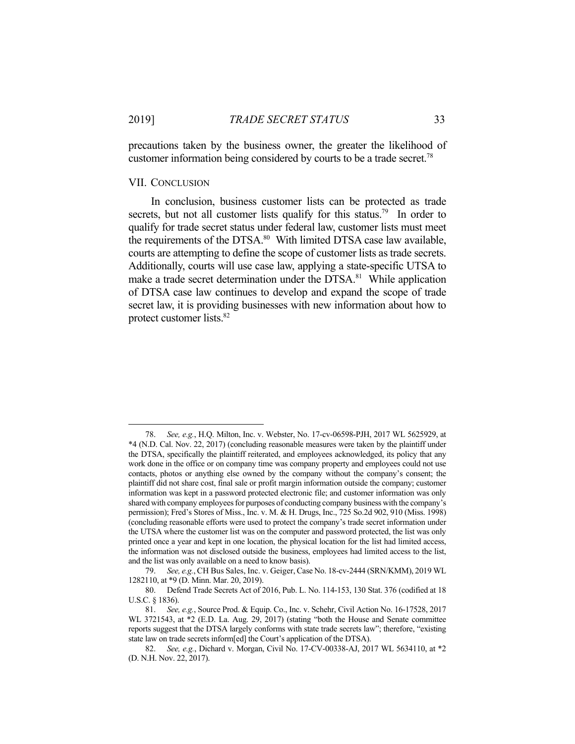precautions taken by the business owner, the greater the likelihood of customer information being considered by courts to be a trade secret.[78]

## VII. Conclusion

In conclusion, business customer lists can be protected as trade secrets, but not all customer lists qualify for this status.[79] In order to qualify for trade secret status under federal law, customer lists must meet the requirements of the DTSA.[80] With limited DTSA case law available, courts are attempting to define the scope of customer lists as trade secrets. Additionally, courts will use case law, applying a state-specific UTSA to make a trade secret determination under the DTSA.[81] While application of DTSA case law continues to develop and expand the scope of trade secret law, it is providing businesses with new information about how to protect customer lists.[82]

---

78. *See, e.g.*, H.Q. Milton, Inc. v. Webster, No. 17-cv-06598-PJH, 2017 WL 5625929, at *4 (N.D. Cal. Nov. 22, 2017) (concluding reasonable measures were taken by the plaintiff under the DTSA, specifically the plaintiff reiterated, and employees acknowledged, its policy that any work done in the office or on company time was company property and employees could not use contacts, photos or anything else owned by the company without the company's consent; the plaintiff did not share cost, final sale or profit margin information outside the company; customer information was kept in a password protected electronic file; and customer information was only shared with company employees for purposes of conducting company business with the company's permission); Fred's Stores of Miss., Inc. v. M. & H. Drugs, Inc., 725 So.2d 902, 910 (Miss. 1998) (concluding reasonable efforts were used to protect the company's trade secret information under the UTSA where the customer list was on the computer and password protected, the list was only printed once a year and kept in one location, the physical location for the list had limited access, the information was not disclosed outside the business, employees had limited access to the list, and the list was only available on a need to know basis).

79. *See, e.g.*, CH Bus Sales, Inc. v. Geiger, Case No. 18-cv-2444 (SRN/KMM), 2019 WL 1282110, at *9 (D. Minn. Mar. 20, 2019).

80. Defend Trade Secrets Act of 2016, Pub. L. No. 114-153, 130 Stat. 376 (codified at 18 U.S.C. § 1836).

81. *See, e.g.*, Source Prod. & Equip. Co., Inc. v. Schehr, Civil Action No. 16-17528, 2017 WL 3721543, at *2 (E.D. La. Aug. 29, 2017) (stating "both the House and Senate committee reports suggest that the DTSA largely conforms with state trade secrets law"; therefore, "existing state law on trade secrets inform[ed] the Court's application of the DTSA).

82. *See, e.g.*, Dichard v. Morgan, Civil No. 17-CV-00338-AJ, 2017 WL 5634110, at *2 (D. N.H. Nov. 22, 2017).